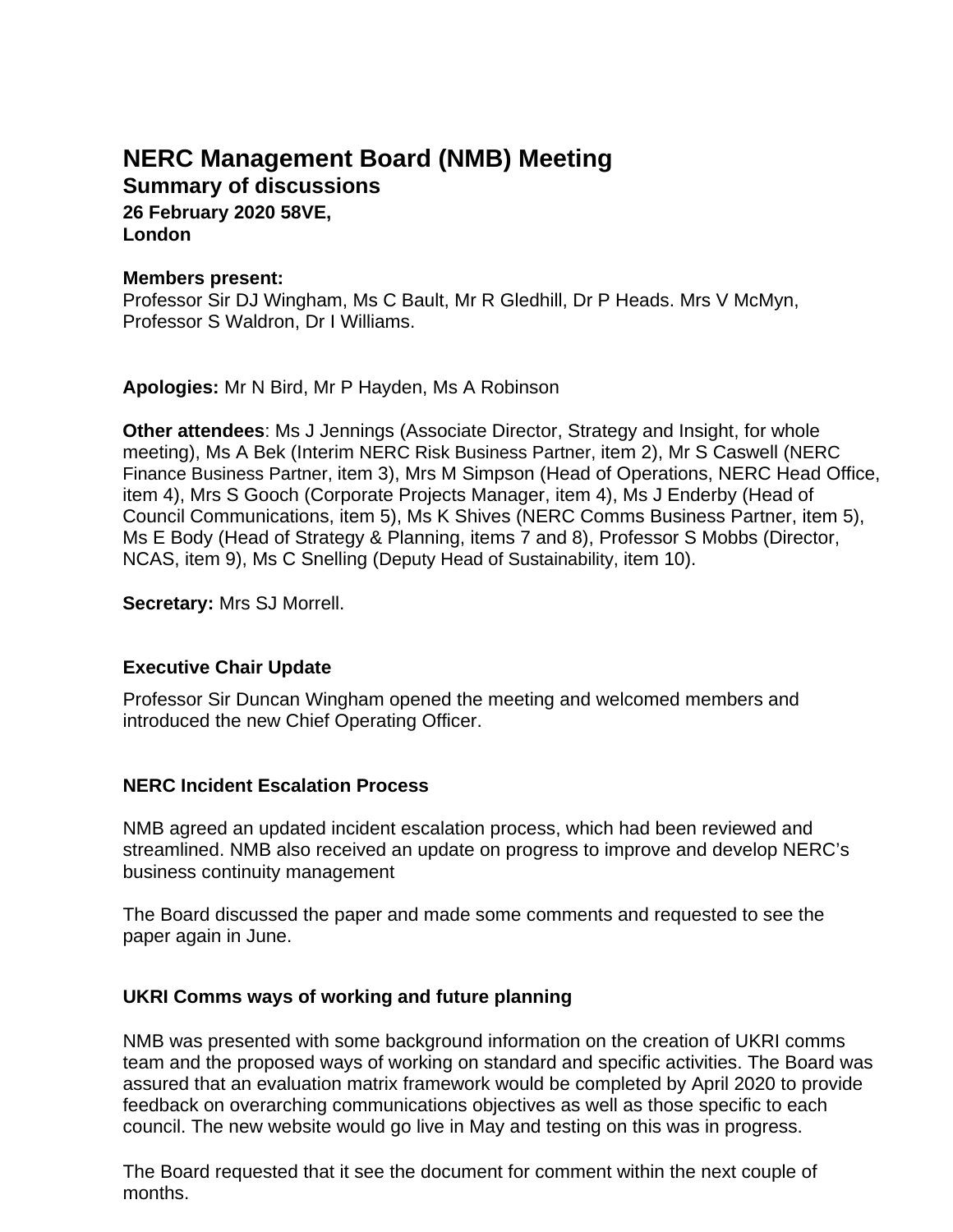# NERC Management Board (NMB) Meeting

## Summary of discussions

**26 February 2020 58VE,**
**London**

**Members present:**
Professor Sir DJ Wingham, Ms C Bault, Mr R Gledhill, Dr P Heads. Mrs V McMyn, Professor S Waldron, Dr I Williams.

**Apologies:** Mr N Bird, Mr P Hayden, Ms A Robinson

**Other attendees**: Ms J Jennings (Associate Director, Strategy and Insight, for whole meeting), Ms A Bek (Interim NERC Risk Business Partner, item 2), Mr S Caswell (NERC Finance Business Partner, item 3), Mrs M Simpson (Head of Operations, NERC Head Office, item 4), Mrs S Gooch (Corporate Projects Manager, item 4), Ms J Enderby (Head of Council Communications, item 5), Ms K Shives (NERC Comms Business Partner, item 5), Ms E Body (Head of Strategy & Planning, items 7 and 8), Professor S Mobbs (Director, NCAS, item 9), Ms C Snelling (Deputy Head of Sustainability, item 10).

**Secretary:** Mrs SJ Morrell.

### Executive Chair Update

Professor Sir Duncan Wingham opened the meeting and welcomed members and introduced the new Chief Operating Officer.

### NERC Incident Escalation Process

NMB agreed an updated incident escalation process, which had been reviewed and streamlined. NMB also received an update on progress to improve and develop NERC's business continuity management

The Board discussed the paper and made some comments and requested to see the paper again in June.

### UKRI Comms ways of working and future planning

NMB was presented with some background information on the creation of UKRI comms team and the proposed ways of working on standard and specific activities. The Board was assured that an evaluation matrix framework would be completed by April 2020 to provide feedback on overarching communications objectives as well as those specific to each council. The new website would go live in May and testing on this was in progress.

The Board requested that it see the document for comment within the next couple of months.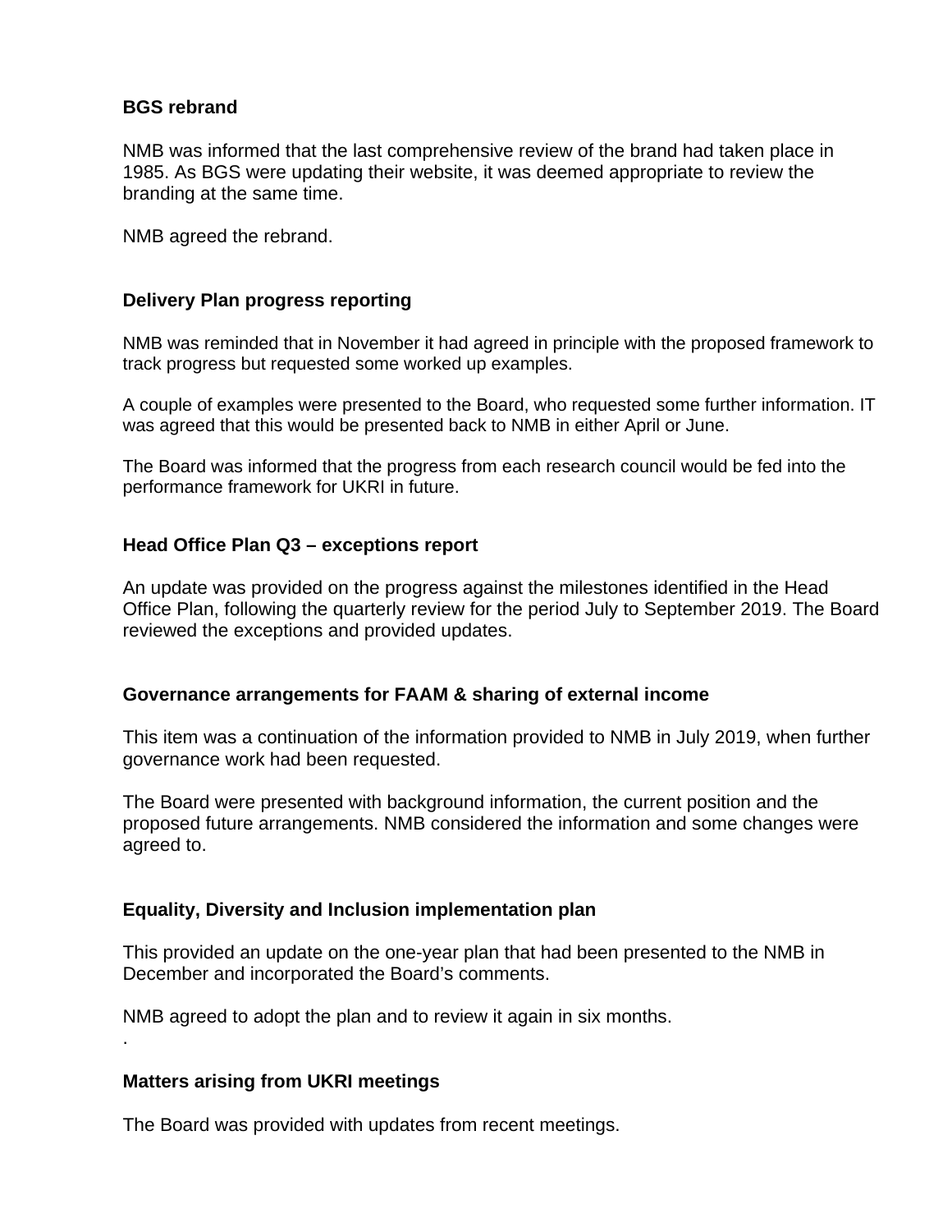**BGS rebrand**

NMB was informed that the last comprehensive review of the brand had taken place in 1985. As BGS were updating their website, it was deemed appropriate to review the branding at the same time.

NMB agreed the rebrand.

**Delivery Plan progress reporting**

NMB was reminded that in November it had agreed in principle with the proposed framework to track progress but requested some worked up examples.

A couple of examples were presented to the Board, who requested some further information. IT was agreed that this would be presented back to NMB in either April or June.

The Board was informed that the progress from each research council would be fed into the performance framework for UKRI in future.

**Head Office Plan Q3 – exceptions report**

An update was provided on the progress against the milestones identified in the Head Office Plan, following the quarterly review for the period July to September 2019. The Board reviewed the exceptions and provided updates.

**Governance arrangements for FAAM & sharing of external income**

This item was a continuation of the information provided to NMB in July 2019, when further governance work had been requested.

The Board were presented with background information, the current position and the proposed future arrangements. NMB considered the information and some changes were agreed to.

**Equality, Diversity and Inclusion implementation plan**

This provided an update on the one-year plan that had been presented to the NMB in December and incorporated the Board's comments.

NMB agreed to adopt the plan and to review it again in six months.
.

**Matters arising from UKRI meetings**

The Board was provided with updates from recent meetings.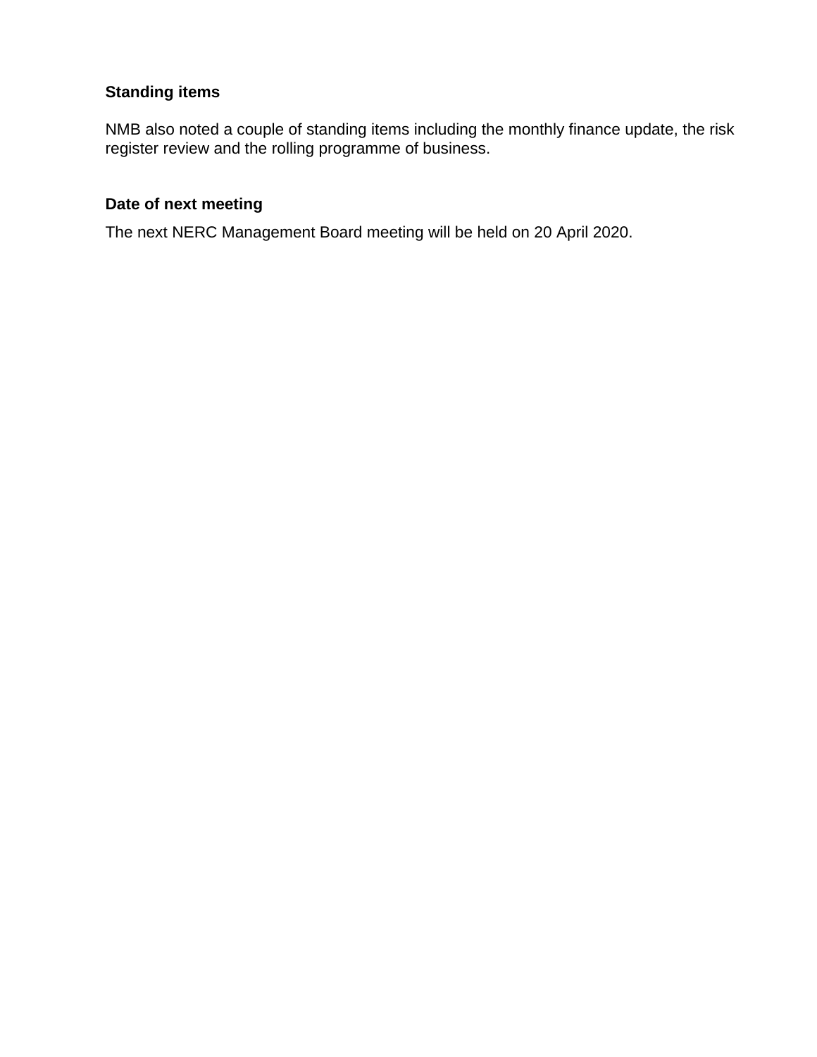**Standing items**

NMB also noted a couple of standing items including the monthly finance update, the risk register review and the rolling programme of business.

**Date of next meeting**

The next NERC Management Board meeting will be held on 20 April 2020.